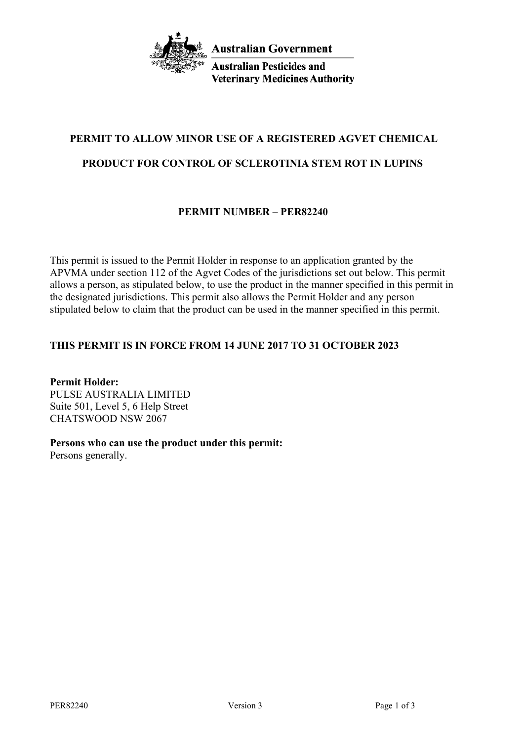Australian Government

Australian Pesticides and Veterinary Medicines Authority

# PERMIT TO ALLOW MINOR USE OF A REGISTERED AGVET CHEMICAL

# PRODUCT FOR CONTROL OF SCLEROTINIA STEM ROT IN LUPINS

## PERMIT NUMBER – PER82240

This permit is issued to the Permit Holder in response to an application granted by the APVMA under section 112 of the Agvet Codes of the jurisdictions set out below. This permit allows a person, as stipulated below, to use the product in the manner specified in this permit in the designated jurisdictions. This permit also allows the Permit Holder and any person stipulated below to claim that the product can be used in the manner specified in this permit.

**THIS PERMIT IS IN FORCE FROM 14 JUNE 2017 TO 31 OCTOBER 2023**

**Permit Holder:**
PULSE AUSTRALIA LIMITED
Suite 501, Level 5, 6 Help Street
CHATSWOOD NSW 2067

**Persons who can use the product under this permit:**
Persons generally.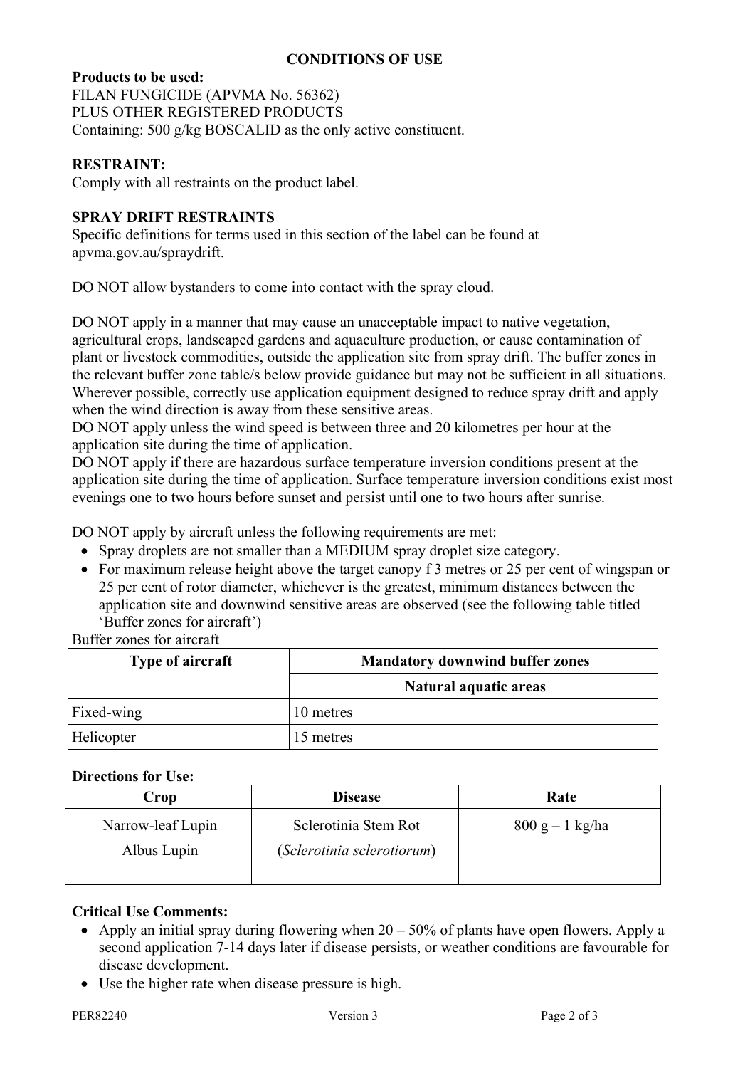**CONDITIONS OF USE**

**Products to be used:**
FILAN FUNGICIDE (APVMA No. 56362)
PLUS OTHER REGISTERED PRODUCTS
Containing: 500 g/kg BOSCALID as the only active constituent.

**RESTRAINT:**
Comply with all restraints on the product label.

**SPRAY DRIFT RESTRAINTS**
Specific definitions for terms used in this section of the label can be found at apvma.gov.au/spraydrift.

DO NOT allow bystanders to come into contact with the spray cloud.

DO NOT apply in a manner that may cause an unacceptable impact to native vegetation, agricultural crops, landscaped gardens and aquaculture production, or cause contamination of plant or livestock commodities, outside the application site from spray drift. The buffer zones in the relevant buffer zone table/s below provide guidance but may not be sufficient in all situations. Wherever possible, correctly use application equipment designed to reduce spray drift and apply when the wind direction is away from these sensitive areas.
DO NOT apply unless the wind speed is between three and 20 kilometres per hour at the application site during the time of application.
DO NOT apply if there are hazardous surface temperature inversion conditions present at the application site during the time of application. Surface temperature inversion conditions exist most evenings one to two hours before sunset and persist until one to two hours after sunrise.

DO NOT apply by aircraft unless the following requirements are met:

- Spray droplets are not smaller than a MEDIUM spray droplet size category.
- For maximum release height above the target canopy f 3 metres or 25 per cent of wingspan or 25 per cent of rotor diameter, whichever is the greatest, minimum distances between the application site and downwind sensitive areas are observed (see the following table titled 'Buffer zones for aircraft')

Buffer zones for aircraft

| Type of aircraft | Mandatory downwind buffer zones |
|---|---|
| | Natural aquatic areas |
| Fixed-wing | 10 metres |
| Helicopter | 15 metres |

**Directions for Use:**

| Crop | Disease | Rate |
|---|---|---|
| Narrow-leaf Lupin<br>Albus Lupin | Sclerotinia Stem Rot<br>(*Sclerotinia sclerotiorum*) | 800 g – 1 kg/ha |

**Critical Use Comments:**

- Apply an initial spray during flowering when 20 – 50% of plants have open flowers. Apply a second application 7-14 days later if disease persists, or weather conditions are favourable for disease development.
- Use the higher rate when disease pressure is high.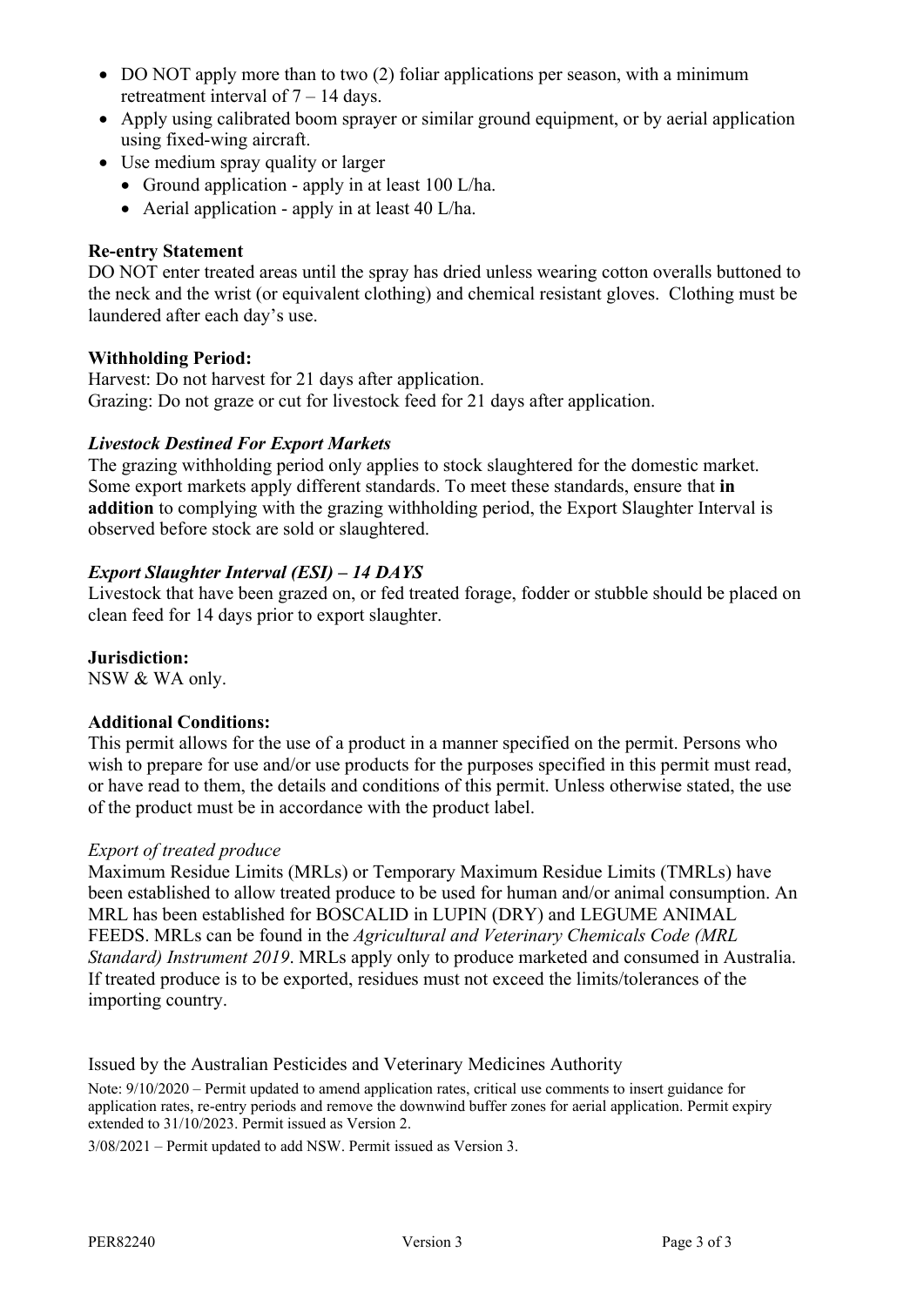- DO NOT apply more than to two (2) foliar applications per season, with a minimum retreatment interval of 7 – 14 days.
- Apply using calibrated boom sprayer or similar ground equipment, or by aerial application using fixed-wing aircraft.
- Use medium spray quality or larger
  - Ground application - apply in at least 100 L/ha.
  - Aerial application - apply in at least 40 L/ha.

**Re-entry Statement**

DO NOT enter treated areas until the spray has dried unless wearing cotton overalls buttoned to the neck and the wrist (or equivalent clothing) and chemical resistant gloves. Clothing must be laundered after each day's use.

**Withholding Period:**

Harvest: Do not harvest for 21 days after application.
Grazing: Do not graze or cut for livestock feed for 21 days after application.

***Livestock Destined For Export Markets***

The grazing withholding period only applies to stock slaughtered for the domestic market. Some export markets apply different standards. To meet these standards, ensure that **in addition** to complying with the grazing withholding period, the Export Slaughter Interval is observed before stock are sold or slaughtered.

***Export Slaughter Interval (ESI) – 14 DAYS***

Livestock that have been grazed on, or fed treated forage, fodder or stubble should be placed on clean feed for 14 days prior to export slaughter.

**Jurisdiction:**

NSW & WA only.

**Additional Conditions:**

This permit allows for the use of a product in a manner specified on the permit. Persons who wish to prepare for use and/or use products for the purposes specified in this permit must read, or have read to them, the details and conditions of this permit. Unless otherwise stated, the use of the product must be in accordance with the product label.

*Export of treated produce*

Maximum Residue Limits (MRLs) or Temporary Maximum Residue Limits (TMRLs) have been established to allow treated produce to be used for human and/or animal consumption. An MRL has been established for BOSCALID in LUPIN (DRY) and LEGUME ANIMAL FEEDS. MRLs can be found in the *Agricultural and Veterinary Chemicals Code (MRL Standard) Instrument 2019*. MRLs apply only to produce marketed and consumed in Australia. If treated produce is to be exported, residues must not exceed the limits/tolerances of the importing country.

Issued by the Australian Pesticides and Veterinary Medicines Authority

Note: 9/10/2020 – Permit updated to amend application rates, critical use comments to insert guidance for application rates, re-entry periods and remove the downwind buffer zones for aerial application. Permit expiry extended to 31/10/2023. Permit issued as Version 2.

3/08/2021 – Permit updated to add NSW. Permit issued as Version 3.